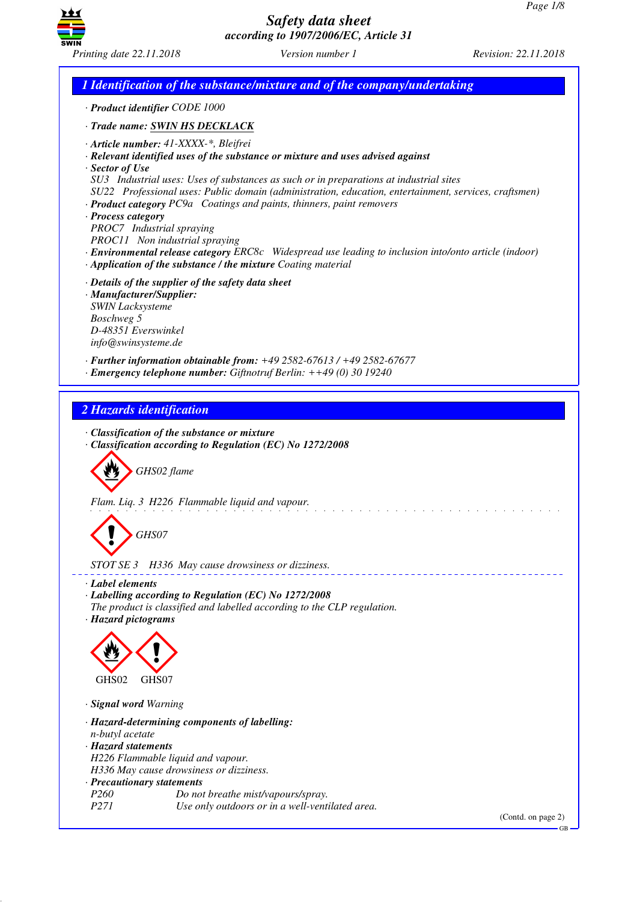# Safety data sheet
*according to 1907/2006/EC, Article 31*

*Printing date 22.11.2018* *Version number 1* *Revision: 22.11.2018*

## 1 Identification of the substance/mixture and of the company/undertaking

· **Product identifier** CODE 1000

· **Trade name: SWIN HS DECKLACK**

· **Article number:** 41-XXXX-*, Bleifrei
· **Relevant identified uses of the substance or mixture and uses advised against**
· **Sector of Use**
SU3 Industrial uses: Uses of substances as such or in preparations at industrial sites
SU22 Professional uses: Public domain (administration, education, entertainment, services, craftsmen)
· **Product category** PC9a Coatings and paints, thinners, paint removers
· **Process category**
PROC7 Industrial spraying
PROC11 Non industrial spraying
· **Environmental release category** ERC8c Widespread use leading to inclusion into/onto article (indoor)
· **Application of the substance / the mixture** Coating material

· **Details of the supplier of the safety data sheet**
· **Manufacturer/Supplier:**
SWIN Lacksysteme
Boschweg 5
D-48351 Everswinkel
info@swinsysteme.de

· **Further information obtainable from:** +49 2582-67613 / +49 2582-67677
· **Emergency telephone number:** Giftnotruf Berlin: ++49 (0) 30 19240

## 2 Hazards identification

· **Classification of the substance or mixture**
· **Classification according to Regulation (EC) No 1272/2008**

GHS02 flame

Flam. Liq. 3 H226 Flammable liquid and vapour.

GHS07

STOT SE 3 H336 May cause drowsiness or dizziness.

· **Label elements**
· **Labelling according to Regulation (EC) No 1272/2008**
The product is classified and labelled according to the CLP regulation.
· **Hazard pictograms**

GHS02 GHS07

· **Signal word** Warning

· **Hazard-determining components of labelling:**
n-butyl acetate
· **Hazard statements**
H226 Flammable liquid and vapour.
H336 May cause drowsiness or dizziness.
· **Precautionary statements**

| | |
|---|---|
| P260 | Do not breathe mist/vapours/spray. |
| P271 | Use only outdoors or in a well-ventilated area. |

(Contd. on page 2)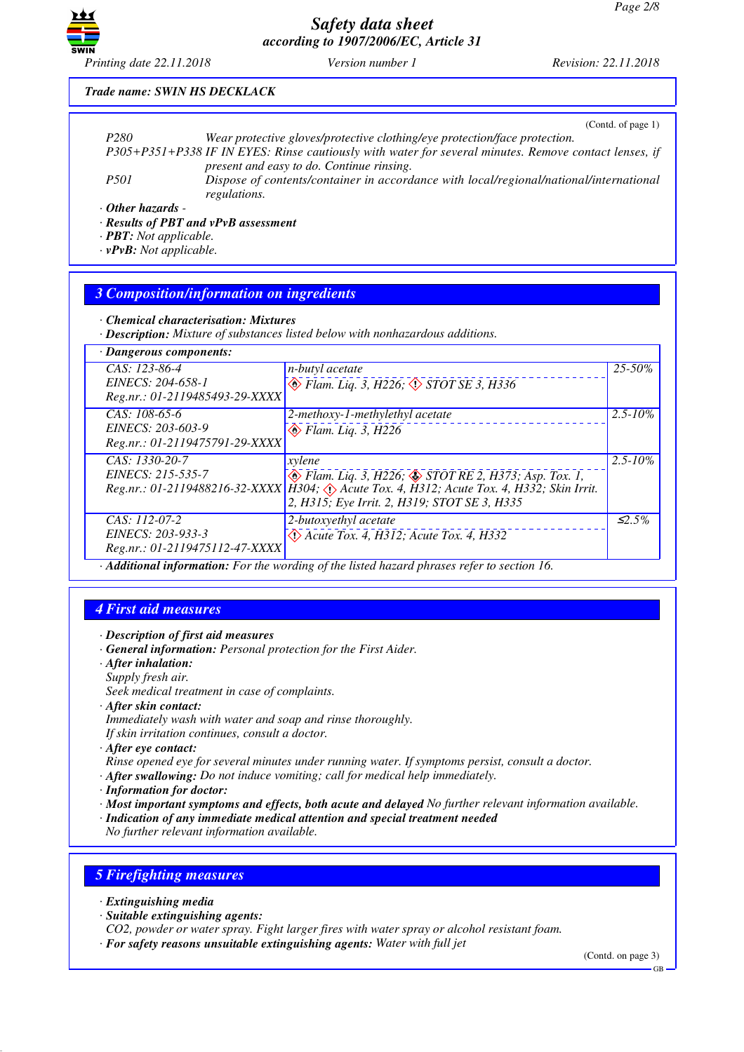Trade name: SWIN HS DECKLACK

(Contd. of page 1)

P280 Wear protective gloves/protective clothing/eye protection/face protection.

P305+P351+P338 IF IN EYES: Rinse cautiously with water for several minutes. Remove contact lenses, if present and easy to do. Continue rinsing.

P501 Dispose of contents/container in accordance with local/regional/national/international regulations.

· **Other hazards** -

· **Results of PBT and vPvB assessment**

· **PBT:** Not applicable.

· **vPvB:** Not applicable.

## 3 Composition/information on ingredients

· **Chemical characterisation: Mixtures**

· **Description:** Mixture of substances listed below with nonhazardous additions.

· **Dangerous components:**

| | | |
|---|---|---|
| CAS: 123-86-4<br>EINECS: 204-658-1<br>Reg.nr.: 01-2119485493-29-XXXX | n-butyl acetate<br>Flam. Liq. 3, H226; STOT SE 3, H336 | 25-50% |
| CAS: 108-65-6<br>EINECS: 203-603-9<br>Reg.nr.: 01-2119475791-29-XXXX | 2-methoxy-1-methylethyl acetate<br>Flam. Liq. 3, H226 | 2.5-10% |
| CAS: 1330-20-7<br>EINECS: 215-535-7<br>Reg.nr.: 01-2119488216-32-XXXX | xylene<br>Flam. Liq. 3, H226; STOT RE 2, H373; Asp. Tox. 1, H304; Acute Tox. 4, H312; Acute Tox. 4, H332; Skin Irrit. 2, H315; Eye Irrit. 2, H319; STOT SE 3, H335 | 2.5-10% |
| CAS: 112-07-2<br>EINECS: 203-933-3<br>Reg.nr.: 01-2119475112-47-XXXX | 2-butoxyethyl acetate<br>Acute Tox. 4, H312; Acute Tox. 4, H332 | ≤2.5% |

· **Additional information:** For the wording of the listed hazard phrases refer to section 16.

## 4 First aid measures

· **Description of first aid measures**

· **General information:** Personal protection for the First Aider.

· **After inhalation:**
Supply fresh air.
Seek medical treatment in case of complaints.

· **After skin contact:**
Immediately wash with water and soap and rinse thoroughly.
If skin irritation continues, consult a doctor.

· **After eye contact:**
Rinse opened eye for several minutes under running water. If symptoms persist, consult a doctor.

· **After swallowing:** Do not induce vomiting; call for medical help immediately.

· **Information for doctor:**

· **Most important symptoms and effects, both acute and delayed** No further relevant information available.

· **Indication of any immediate medical attention and special treatment needed**
No further relevant information available.

## 5 Firefighting measures

· **Extinguishing media**

· **Suitable extinguishing agents:**
CO2, powder or water spray. Fight larger fires with water spray or alcohol resistant foam.

· **For safety reasons unsuitable extinguishing agents:** Water with full jet

(Contd. on page 3)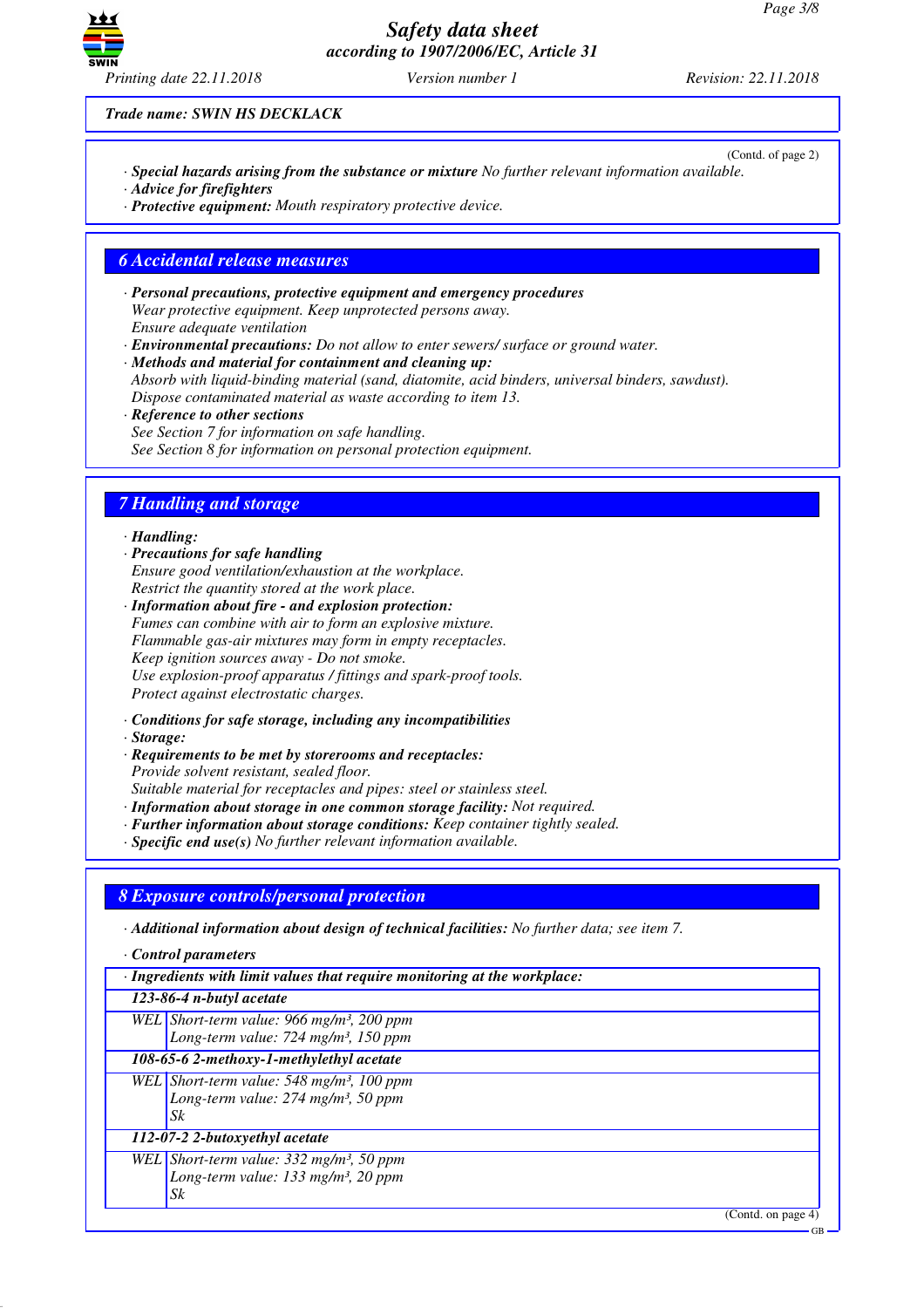Trade name: SWIN HS DECKLACK

(Contd. of page 2)

· **Special hazards arising from the substance or mixture** No further relevant information available.
· **Advice for firefighters**
· **Protective equipment:** Mouth respiratory protective device.

## 6 Accidental release measures

· **Personal precautions, protective equipment and emergency procedures**
Wear protective equipment. Keep unprotected persons away.
Ensure adequate ventilation
· **Environmental precautions:** Do not allow to enter sewers/ surface or ground water.
· **Methods and material for containment and cleaning up:**
Absorb with liquid-binding material (sand, diatomite, acid binders, universal binders, sawdust).
Dispose contaminated material as waste according to item 13.
· **Reference to other sections**
See Section 7 for information on safe handling.
See Section 8 for information on personal protection equipment.

## 7 Handling and storage

· **Handling:**
· **Precautions for safe handling**
Ensure good ventilation/exhaustion at the workplace.
Restrict the quantity stored at the work place.
· **Information about fire - and explosion protection:**
Fumes can combine with air to form an explosive mixture.
Flammable gas-air mixtures may form in empty receptacles.
Keep ignition sources away - Do not smoke.
Use explosion-proof apparatus / fittings and spark-proof tools.
Protect against electrostatic charges.

· **Conditions for safe storage, including any incompatibilities**
· **Storage:**
· **Requirements to be met by storerooms and receptacles:**
Provide solvent resistant, sealed floor.
Suitable material for receptacles and pipes: steel or stainless steel.
· **Information about storage in one common storage facility:** Not required.
· **Further information about storage conditions:** Keep container tightly sealed.
· **Specific end use(s)** No further relevant information available.

## 8 Exposure controls/personal protection

· **Additional information about design of technical facilities:** No further data; see item 7.

· **Control parameters**

| · **Ingredients with limit values that require monitoring at the workplace:** | |
|---|---|
| **123-86-4 n-butyl acetate** | |
| WEL | Short-term value: 966 mg/m³, 200 ppm<br>Long-term value: 724 mg/m³, 150 ppm |
| **108-65-6 2-methoxy-1-methylethyl acetate** | |
| WEL | Short-term value: 548 mg/m³, 100 ppm<br>Long-term value: 274 mg/m³, 50 ppm<br>Sk |
| **112-07-2 2-butoxyethyl acetate** | |
| WEL | Short-term value: 332 mg/m³, 50 ppm<br>Long-term value: 133 mg/m³, 20 ppm<br>Sk |

(Contd. on page 4)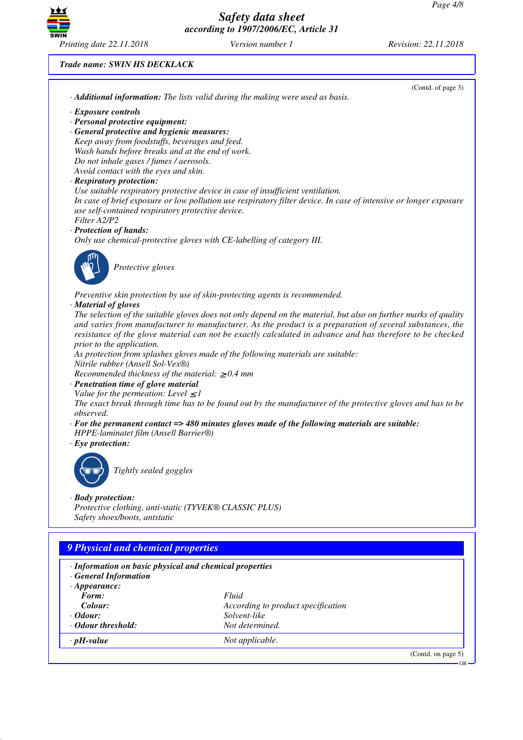Trade name: SWIN HS DECKLACK

(Contd. of page 3)

· **Additional information:** The lists valid during the making were used as basis.

· **Exposure controls**
· **Personal protective equipment:**
· **General protective and hygienic measures:**
Keep away from foodstuffs, beverages and feed.
Wash hands before breaks and at the end of work.
Do not inhale gases / fumes / aerosols.
Avoid contact with the eyes and skin.
· **Respiratory protection:**
Use suitable respiratory protective device in case of insufficient ventilation.
In case of brief exposure or low pollution use respiratory filter device. In case of intensive or longer exposure use self-contained respiratory protective device.
Filter A2/P2
· **Protection of hands:**
Only use chemical-protective gloves with CE-labelling of category III.

Protective gloves

Preventive skin protection by use of skin-protecting agents is recommended.
· **Material of gloves**
The selection of the suitable gloves does not only depend on the material, but also on further marks of quality and varies from manufacturer to manufacturer. As the product is a preparation of several substances, the resistance of the glove material can not be exactly calculated in advance and has therefore to be checked prior to the application.
As protection from splashes gloves made of the following materials are suitable:
Nitrile rubber (Ansell Sol-Vex®)
Recommended thickness of the material: ≥ 0.4 mm
· **Penetration time of glove material**
Value for the permeation: Level ≤ 1
The exact break through time has to be found out by the manufacturer of the protective gloves and has to be observed.
· **For the permanent contact => 480 minutes gloves made of the following materials are suitable:**
HPPE-laminatet film (Ansell Barrier®)
· **Eye protection:**

Tightly sealed goggles

· **Body protection:**
Protective clothing, anti-static (TYVEK® CLASSIC PLUS)
Safety shoes/boots, antstatic

## 9 Physical and chemical properties

· **Information on basic physical and chemical properties**
· **General Information**
· **Appearance:**

| | |
|---|---|
| **Form:** | Fluid |
| **Colour:** | According to product specification |
| · **Odour:** | Solvent-like |
| · **Odour threshold:** | Not determined. |
| · **pH-value** | Not applicable. |

(Contd. on page 5)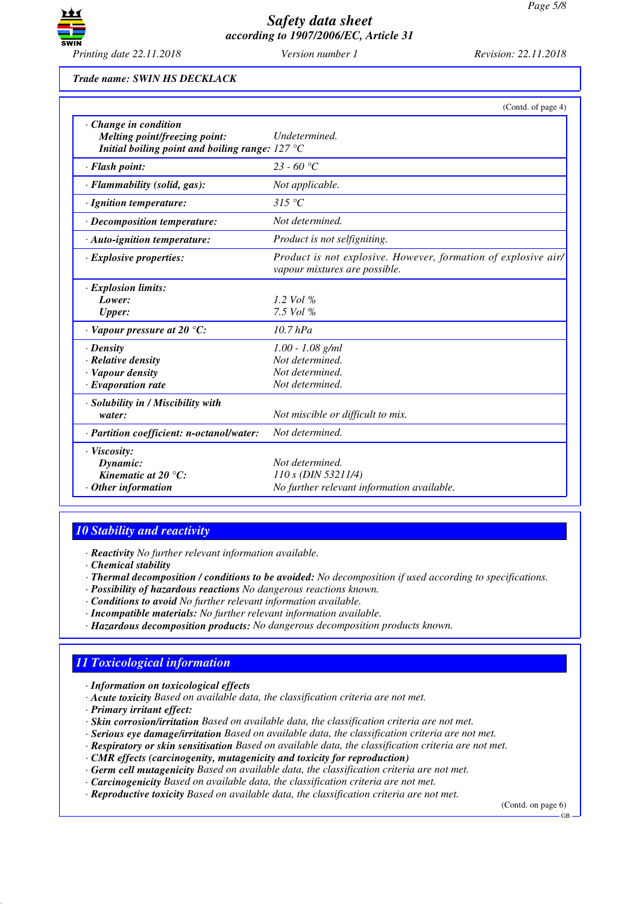**Trade name: SWIN HS DECKLACK**

(Contd. of page 4)

| | |
|---|---|
| · **Change in condition** | |
| **Melting point/freezing point:** | Undetermined. |
| **Initial boiling point and boiling range:** | 127 °C |
| · **Flash point:** | 23 - 60 °C |
| · **Flammability (solid, gas):** | Not applicable. |
| · **Ignition temperature:** | 315 °C |
| · **Decomposition temperature:** | Not determined. |
| · **Auto-ignition temperature:** | Product is not selfigniting. |
| · **Explosive properties:** | Product is not explosive. However, formation of explosive air/vapour mixtures are possible. |
| · **Explosion limits:** | |
| **Lower:** | 1.2 Vol % |
| **Upper:** | 7.5 Vol % |
| · **Vapour pressure at 20 °C:** | 10.7 hPa |
| · **Density** | 1.00 - 1.08 g/ml |
| · **Relative density** | Not determined. |
| · **Vapour density** | Not determined. |
| · **Evaporation rate** | Not determined. |
| · **Solubility in / Miscibility with water:** | Not miscible or difficult to mix. |
| · **Partition coefficient: n-octanol/water:** | Not determined. |
| · **Viscosity:** | |
| **Dynamic:** | Not determined. |
| **Kinematic at 20 °C:** | 110 s (DIN 53211/4) |
| · **Other information** | No further relevant information available. |

## 10 Stability and reactivity

· **Reactivity** No further relevant information available.
· **Chemical stability**
· **Thermal decomposition / conditions to be avoided:** No decomposition if used according to specifications.
· **Possibility of hazardous reactions** No dangerous reactions known.
· **Conditions to avoid** No further relevant information available.
· **Incompatible materials:** No further relevant information available.
· **Hazardous decomposition products:** No dangerous decomposition products known.

## 11 Toxicological information

· **Information on toxicological effects**
· **Acute toxicity** Based on available data, the classification criteria are not met.
· **Primary irritant effect:**
· **Skin corrosion/irritation** Based on available data, the classification criteria are not met.
· **Serious eye damage/irritation** Based on available data, the classification criteria are not met.
· **Respiratory or skin sensitisation** Based on available data, the classification criteria are not met.
· **CMR effects (carcinogenity, mutagenicity and toxicity for reproduction)**
· **Germ cell mutagenicity** Based on available data, the classification criteria are not met.
· **Carcinogenicity** Based on available data, the classification criteria are not met.
· **Reproductive toxicity** Based on available data, the classification criteria are not met.

(Contd. on page 6)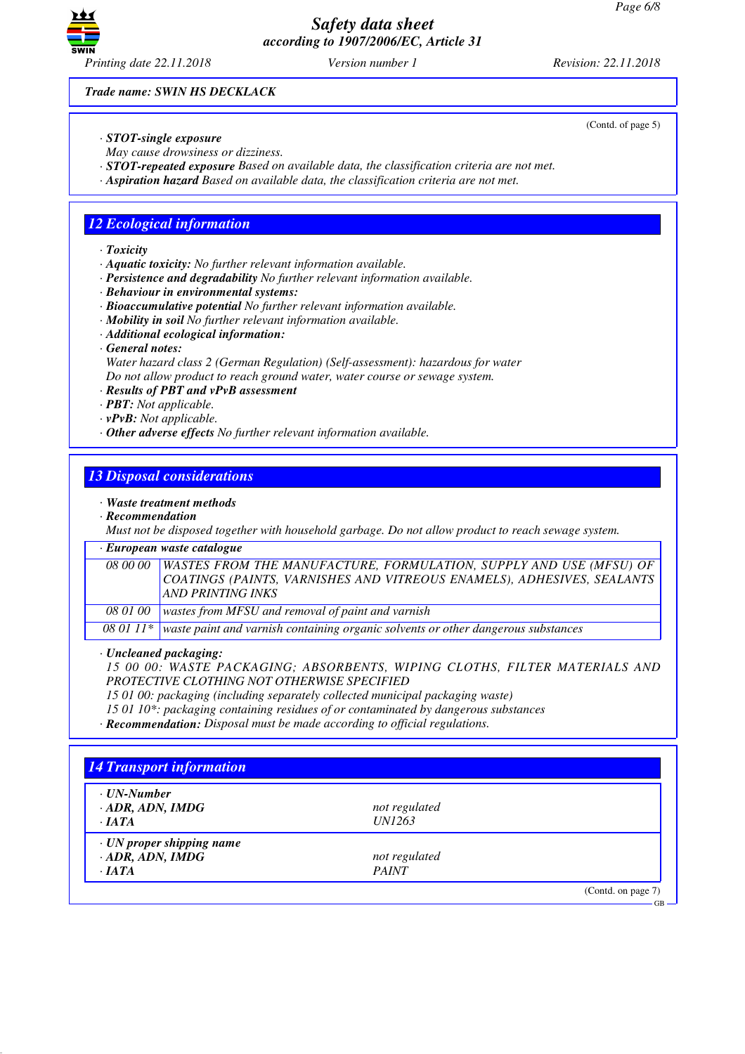Trade name: SWIN HS DECKLACK

(Contd. of page 5)

· **STOT-single exposure**
May cause drowsiness or dizziness.
· **STOT-repeated exposure** Based on available data, the classification criteria are not met.
· **Aspiration hazard** Based on available data, the classification criteria are not met.

## 12 Ecological information

· **Toxicity**
· **Aquatic toxicity:** No further relevant information available.
· **Persistence and degradability** No further relevant information available.
· **Behaviour in environmental systems:**
· **Bioaccumulative potential** No further relevant information available.
· **Mobility in soil** No further relevant information available.
· **Additional ecological information:**
· **General notes:**
Water hazard class 2 (German Regulation) (Self-assessment): hazardous for water
Do not allow product to reach ground water, water course or sewage system.
· **Results of PBT and vPvB assessment**
· **PBT:** Not applicable.
· **vPvB:** Not applicable.
· **Other adverse effects** No further relevant information available.

## 13 Disposal considerations

· **Waste treatment methods**
· **Recommendation**
Must not be disposed together with household garbage. Do not allow product to reach sewage system.

| · European waste catalogue | |
|---|---|
| 08 00 00 | WASTES FROM THE MANUFACTURE, FORMULATION, SUPPLY AND USE (MFSU) OF COATINGS (PAINTS, VARNISHES AND VITREOUS ENAMELS), ADHESIVES, SEALANTS AND PRINTING INKS |
| 08 01 00 | wastes from MFSU and removal of paint and varnish |
| 08 01 11* | waste paint and varnish containing organic solvents or other dangerous substances |

· **Uncleaned packaging:**
15 00 00: WASTE PACKAGING; ABSORBENTS, WIPING CLOTHS, FILTER MATERIALS AND PROTECTIVE CLOTHING NOT OTHERWISE SPECIFIED
15 01 00: packaging (including separately collected municipal packaging waste)
15 01 10*: packaging containing residues of or contaminated by dangerous substances
· **Recommendation:** Disposal must be made according to official regulations.

## 14 Transport information

| | |
|---|---|
| · **UN-Number** | |
| · **ADR, ADN, IMDG** | not regulated |
| · **IATA** | UN1263 |
| · **UN proper shipping name** | |
| · **ADR, ADN, IMDG** | not regulated |
| · **IATA** | PAINT |

(Contd. on page 7)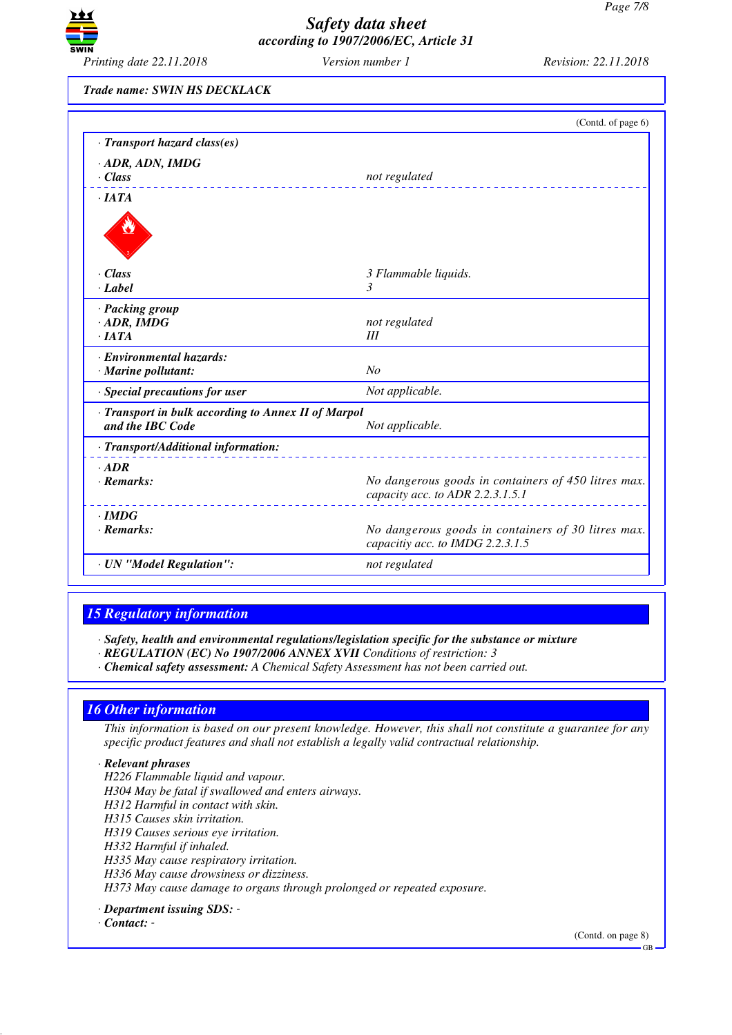Trade name: SWIN HS DECKLACK

(Contd. of page 6)

· **Transport hazard class(es)**

· **ADR, ADN, IMDG**
· **Class** — not regulated

· **IATA**

· **Class** — 3 Flammable liquids.
· **Label** — 3

· **Packing group**
· **ADR, IMDG** — not regulated
· **IATA** — III

· **Environmental hazards:**
· **Marine pollutant:** — No

· **Special precautions for user** — Not applicable.

· **Transport in bulk according to Annex II of Marpol and the IBC Code** — Not applicable.

· **Transport/Additional information:**

· **ADR**
· **Remarks:** — No dangerous goods in containers of 450 litres max. capacity acc. to ADR 2.2.3.1.5.1

· **IMDG**
· **Remarks:** — No dangerous goods in containers of 30 litres max. capacitiy acc. to IMDG 2.2.3.1.5

· **UN "Model Regulation":** — not regulated

## 15 Regulatory information

· **Safety, health and environmental regulations/legislation specific for the substance or mixture**
· **REGULATION (EC) No 1907/2006 ANNEX XVII** Conditions of restriction: 3
· **Chemical safety assessment:** A Chemical Safety Assessment has not been carried out.

## 16 Other information

This information is based on our present knowledge. However, this shall not constitute a guarantee for any specific product features and shall not establish a legally valid contractual relationship.

· **Relevant phrases**
H226 Flammable liquid and vapour.
H304 May be fatal if swallowed and enters airways.
H312 Harmful in contact with skin.
H315 Causes skin irritation.
H319 Causes serious eye irritation.
H332 Harmful if inhaled.
H335 May cause respiratory irritation.
H336 May cause drowsiness or dizziness.
H373 May cause damage to organs through prolonged or repeated exposure.

· **Department issuing SDS:** -
· **Contact:** -

(Contd. on page 8)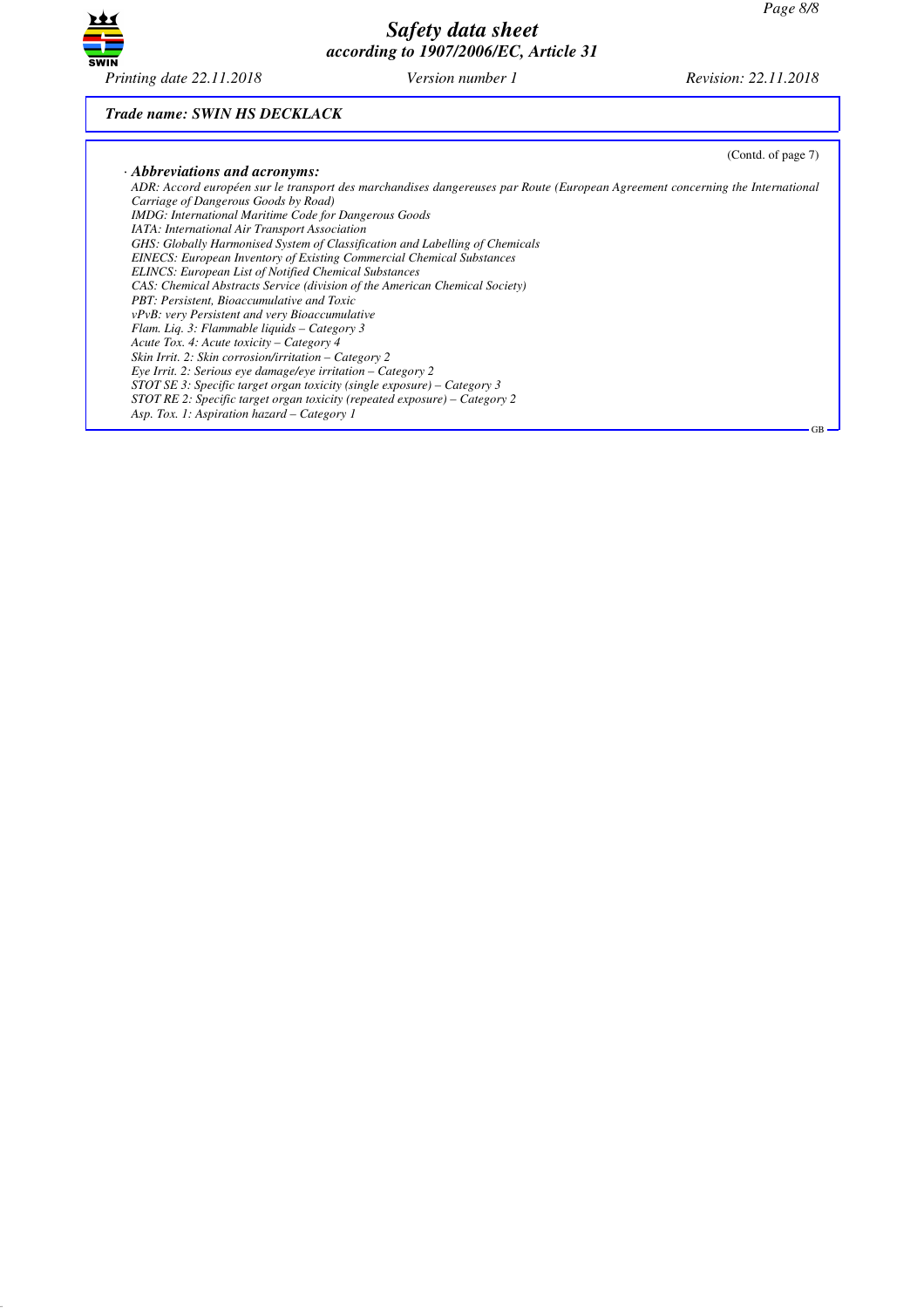*Trade name: SWIN HS DECKLACK*

(Contd. of page 7)

· ***Abbreviations and acronyms:***

*ADR: Accord européen sur le transport des marchandises dangereuses par Route (European Agreement concerning the International Carriage of Dangerous Goods by Road)*
*IMDG: International Maritime Code for Dangerous Goods*
*IATA: International Air Transport Association*
*GHS: Globally Harmonised System of Classification and Labelling of Chemicals*
*EINECS: European Inventory of Existing Commercial Chemical Substances*
*ELINCS: European List of Notified Chemical Substances*
*CAS: Chemical Abstracts Service (division of the American Chemical Society)*
*PBT: Persistent, Bioaccumulative and Toxic*
*vPvB: very Persistent and very Bioaccumulative*
*Flam. Liq. 3: Flammable liquids – Category 3*
*Acute Tox. 4: Acute toxicity – Category 4*
*Skin Irrit. 2: Skin corrosion/irritation – Category 2*
*Eye Irrit. 2: Serious eye damage/eye irritation – Category 2*
*STOT SE 3: Specific target organ toxicity (single exposure) – Category 3*
*STOT RE 2: Specific target organ toxicity (repeated exposure) – Category 2*
*Asp. Tox. 1: Aspiration hazard – Category 1*

GB